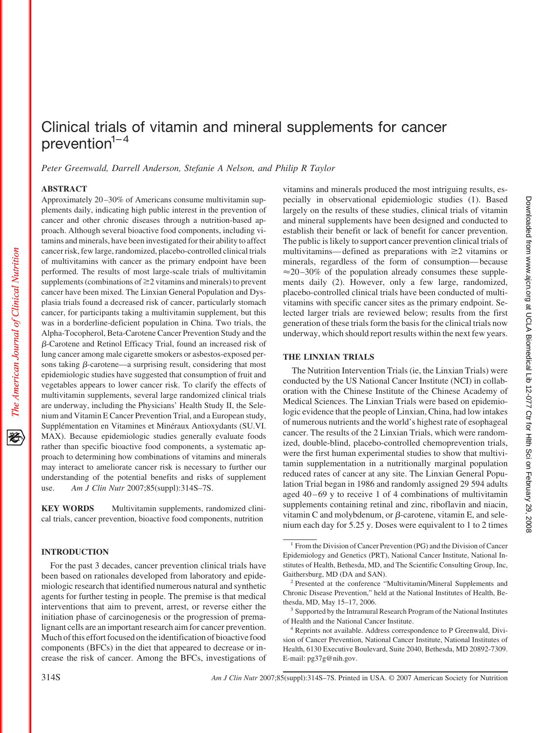# Clinical trials of vitamin and mineral supplements for cancer prevention[1–4]

*Peter Greenwald, Darrell Anderson, Stefanie A Nelson, and Philip R Taylor*

## ABSTRACT

Approximately 20–30% of Americans consume multivitamin supplements daily, indicating high public interest in the prevention of cancer and other chronic diseases through a nutrition-based approach. Although several bioactive food components, including vitamins and minerals, have been investigated for their ability to affect cancer risk, few large, randomized, placebo-controlled clinical trials of multivitamins with cancer as the primary endpoint have been performed. The results of most large-scale trials of multivitamin supplements (combinations of ≥2 vitamins and minerals) to prevent cancer have been mixed. The Linxian General Population and Dysplasia trials found a decreased risk of cancer, particularly stomach cancer, for participants taking a multivitamin supplement, but this was in a borderline-deficient population in China. Two trials, the Alpha-Tocopherol, Beta-Carotene Cancer Prevention Study and the β-Carotene and Retinol Efficacy Trial, found an increased risk of lung cancer among male cigarette smokers or asbestos-exposed persons taking β-carotene—a surprising result, considering that most epidemiologic studies have suggested that consumption of fruit and vegetables appears to lower cancer risk. To clarify the effects of multivitamin supplements, several large randomized clinical trials are underway, including the Physicians' Health Study II, the Selenium and Vitamin E Cancer Prevention Trial, and a European study, Supplémentation en Vitamines et Minéraux Antioxydants (SU.VI.MAX). Because epidemiologic studies generally evaluate foods rather than specific bioactive food components, a systematic approach to determining how combinations of vitamins and minerals may interact to ameliorate cancer risk is necessary to further our understanding of the potential benefits and risks of supplement use. *Am J Clin Nutr* 2007;85(suppl):314S–7S.

**KEY WORDS** Multivitamin supplements, randomized clinical trials, cancer prevention, bioactive food components, nutrition

## INTRODUCTION

For the past 3 decades, cancer prevention clinical trials have been based on rationales developed from laboratory and epidemiologic research that identified numerous natural and synthetic agents for further testing in people. The premise is that medical interventions that aim to prevent, arrest, or reverse either the initiation phase of carcinogenesis or the progression of premalignant cells are an important research aim for cancer prevention. Much of this effort focused on the identification of bioactive food components (BFCs) in the diet that appeared to decrease or increase the risk of cancer. Among the BFCs, investigations of vitamins and minerals produced the most intriguing results, especially in observational epidemiologic studies (1). Based largely on the results of these studies, clinical trials of vitamin and mineral supplements have been designed and conducted to establish their benefit or lack of benefit for cancer prevention. The public is likely to support cancer prevention clinical trials of multivitamins—defined as preparations with ≥2 vitamins or minerals, regardless of the form of consumption—because ≈20–30% of the population already consumes these supplements daily (2). However, only a few large, randomized, placebo-controlled clinical trials have been conducted of multivitamins with specific cancer sites as the primary endpoint. Selected larger trials are reviewed below; results from the first generation of these trials form the basis for the clinical trials now underway, which should report results within the next few years.

## THE LINXIAN TRIALS

The Nutrition Intervention Trials (ie, the Linxian Trials) were conducted by the US National Cancer Institute (NCI) in collaboration with the Chinese Institute of the Chinese Academy of Medical Sciences. The Linxian Trials were based on epidemiologic evidence that the people of Linxian, China, had low intakes of numerous nutrients and the world's highest rate of esophageal cancer. The results of the 2 Linxian Trials, which were randomized, double-blind, placebo-controlled chemoprevention trials, were the first human experimental studies to show that multivitamin supplementation in a nutritionally marginal population reduced rates of cancer at any site. The Linxian General Population Trial began in 1986 and randomly assigned 29 594 adults aged 40–69 y to receive 1 of 4 combinations of multivitamin supplements containing retinal and zinc, riboflavin and niacin, vitamin C and molybdenum, or β-carotene, vitamin E, and selenium each day for 5.25 y. Doses were equivalent to 1 to 2 times

---

[1] From the Division of Cancer Prevention (PG) and the Division of Cancer Epidemiology and Genetics (PRT), National Cancer Institute, National Institutes of Health, Bethesda, MD, and The Scientific Consulting Group, Inc, Gaithersburg, MD (DA and SAN).

[2] Presented at the conference "Multivitamin/Mineral Supplements and Chronic Disease Prevention," held at the National Institutes of Health, Bethesda, MD, May 15–17, 2006.

[3] Supported by the Intramural Research Program of the National Institutes of Health and the National Cancer Institute.

[4] Reprints not available. Address correspondence to P Greenwald, Division of Cancer Prevention, National Cancer Institute, National Institutes of Health, 6130 Executive Boulevard, Suite 2040, Bethesda, MD 20892-7309. E-mail: pg37g@nih.gov.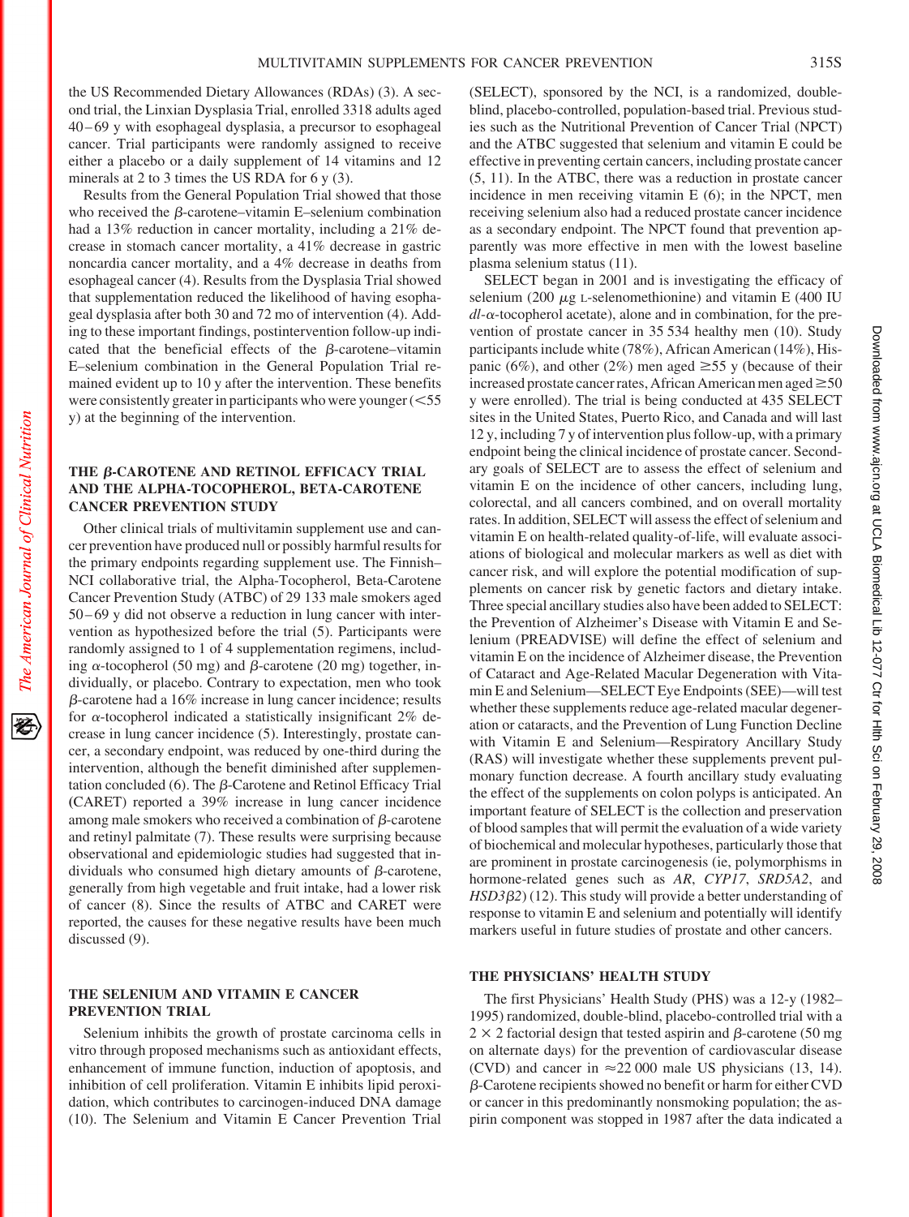the US Recommended Dietary Allowances (RDAs) (3). A second trial, the Linxian Dysplasia Trial, enrolled 3318 adults aged 40–69 y with esophageal dysplasia, a precursor to esophageal cancer. Trial participants were randomly assigned to receive either a placebo or a daily supplement of 14 vitamins and 12 minerals at 2 to 3 times the US RDA for 6 y (3).

Results from the General Population Trial showed that those who received the β-carotene–vitamin E–selenium combination had a 13% reduction in cancer mortality, including a 21% decrease in stomach cancer mortality, a 41% decrease in gastric noncardia cancer mortality, and a 4% decrease in deaths from esophageal cancer (4). Results from the Dysplasia Trial showed that supplementation reduced the likelihood of having esophageal dysplasia after both 30 and 72 mo of intervention (4). Adding to these important findings, postintervention follow-up indicated that the beneficial effects of the β-carotene–vitamin E–selenium combination in the General Population Trial remained evident up to 10 y after the intervention. These benefits were consistently greater in participants who were younger (<55 y) at the beginning of the intervention.

## THE β-CAROTENE AND RETINOL EFFICACY TRIAL AND THE ALPHA-TOCOPHEROL, BETA-CAROTENE CANCER PREVENTION STUDY

Other clinical trials of multivitamin supplement use and cancer prevention have produced null or possibly harmful results for the primary endpoints regarding supplement use. The Finnish–NCI collaborative trial, the Alpha-Tocopherol, Beta-Carotene Cancer Prevention Study (ATBC) of 29 133 male smokers aged 50–69 y did not observe a reduction in lung cancer with intervention as hypothesized before the trial (5). Participants were randomly assigned to 1 of 4 supplementation regimens, including α-tocopherol (50 mg) and β-carotene (20 mg) together, individually, or placebo. Contrary to expectation, men who took β-carotene had a 16% increase in lung cancer incidence; results for α-tocopherol indicated a statistically insignificant 2% decrease in lung cancer incidence (5). Interestingly, prostate cancer, a secondary endpoint, was reduced by one-third during the intervention, although the benefit diminished after supplementation concluded (6). The β-Carotene and Retinol Efficacy Trial (CARET) reported a 39% increase in lung cancer incidence among male smokers who received a combination of β-carotene and retinyl palmitate (7). These results were surprising because observational and epidemiologic studies had suggested that individuals who consumed high dietary amounts of β-carotene, generally from high vegetable and fruit intake, had a lower risk of cancer (8). Since the results of ATBC and CARET were reported, the causes for these negative results have been much discussed (9).

## THE SELENIUM AND VITAMIN E CANCER PREVENTION TRIAL

Selenium inhibits the growth of prostate carcinoma cells in vitro through proposed mechanisms such as antioxidant effects, enhancement of immune function, induction of apoptosis, and inhibition of cell proliferation. Vitamin E inhibits lipid peroxidation, which contributes to carcinogen-induced DNA damage (10). The Selenium and Vitamin E Cancer Prevention Trial (SELECT), sponsored by the NCI, is a randomized, double-blind, placebo-controlled, population-based trial. Previous studies such as the Nutritional Prevention of Cancer Trial (NPCT) and the ATBC suggested that selenium and vitamin E could be effective in preventing certain cancers, including prostate cancer (5, 11). In the ATBC, there was a reduction in prostate cancer incidence in men receiving vitamin E (6); in the NPCT, men receiving selenium also had a reduced prostate cancer incidence as a secondary endpoint. The NPCT found that prevention apparently was more effective in men with the lowest baseline plasma selenium status (11).

SELECT began in 2001 and is investigating the efficacy of selenium (200 μg L-selenomethionine) and vitamin E (400 IU *dl*-α-tocopherol acetate), alone and in combination, for the prevention of prostate cancer in 35 534 healthy men (10). Study participants include white (78%), African American (14%), Hispanic (6%), and other (2%) men aged ≥55 y (because of their increased prostate cancer rates, African American men aged ≥50 y were enrolled). The trial is being conducted at 435 SELECT sites in the United States, Puerto Rico, and Canada and will last 12 y, including 7 y of intervention plus follow-up, with a primary endpoint being the clinical incidence of prostate cancer. Secondary goals of SELECT are to assess the effect of selenium and vitamin E on the incidence of other cancers, including lung, colorectal, and all cancers combined, and on overall mortality rates. In addition, SELECT will assess the effect of selenium and vitamin E on health-related quality-of-life, will evaluate associations of biological and molecular markers as well as diet with cancer risk, and will explore the potential modification of supplements on cancer risk by genetic factors and dietary intake. Three special ancillary studies also have been added to SELECT: the Prevention of Alzheimer's Disease with Vitamin E and Selenium (PREADVISE) will define the effect of selenium and vitamin E on the incidence of Alzheimer disease, the Prevention of Cataract and Age-Related Macular Degeneration with Vitamin E and Selenium—SELECT Eye Endpoints (SEE)—will test whether these supplements reduce age-related macular degeneration or cataracts, and the Prevention of Lung Function Decline with Vitamin E and Selenium—Respiratory Ancillary Study (RAS) will investigate whether these supplements prevent pulmonary function decrease. A fourth ancillary study evaluating the effect of the supplements on colon polyps is anticipated. An important feature of SELECT is the collection and preservation of blood samples that will permit the evaluation of a wide variety of biochemical and molecular hypotheses, particularly those that are prominent in prostate carcinogenesis (ie, polymorphisms in hormone-related genes such as *AR*, *CYP17*, *SRD5A2*, and *HSD3β2*) (12). This study will provide a better understanding of response to vitamin E and selenium and potentially will identify markers useful in future studies of prostate and other cancers.

## THE PHYSICIANS' HEALTH STUDY

The first Physicians' Health Study (PHS) was a 12-y (1982–1995) randomized, double-blind, placebo-controlled trial with a $2 \times 2$ factorial design that tested aspirin and β-carotene (50 mg on alternate days) for the prevention of cardiovascular disease (CVD) and cancer in ≈22 000 male US physicians (13, 14). β-Carotene recipients showed no benefit or harm for either CVD or cancer in this predominantly nonsmoking population; the aspirin component was stopped in 1987 after the data indicated a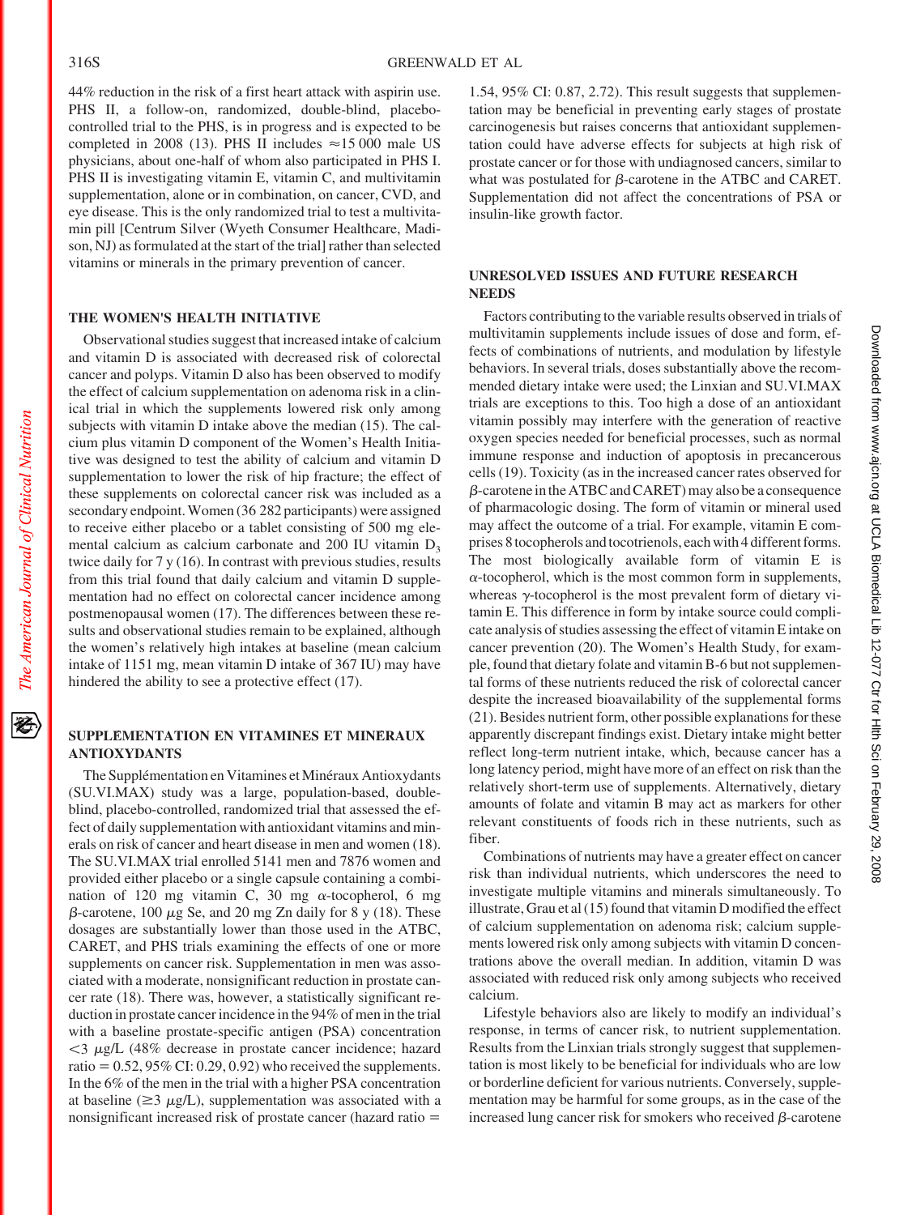44% reduction in the risk of a first heart attack with aspirin use. PHS II, a follow-on, randomized, double-blind, placebo-controlled trial to the PHS, is in progress and is expected to be completed in 2008 (13). PHS II includes ≈15 000 male US physicians, about one-half of whom also participated in PHS I. PHS II is investigating vitamin E, vitamin C, and multivitamin supplementation, alone or in combination, on cancer, CVD, and eye disease. This is the only randomized trial to test a multivitamin pill [Centrum Silver (Wyeth Consumer Healthcare, Madison, NJ) as formulated at the start of the trial] rather than selected vitamins or minerals in the primary prevention of cancer.

## THE WOMEN'S HEALTH INITIATIVE

Observational studies suggest that increased intake of calcium and vitamin D is associated with decreased risk of colorectal cancer and polyps. Vitamin D also has been observed to modify the effect of calcium supplementation on adenoma risk in a clinical trial in which the supplements lowered risk only among subjects with vitamin D intake above the median (15). The calcium plus vitamin D component of the Women's Health Initiative was designed to test the ability of calcium and vitamin D supplementation to lower the risk of hip fracture; the effect of these supplements on colorectal cancer risk was included as a secondary endpoint. Women (36 282 participants) were assigned to receive either placebo or a tablet consisting of 500 mg elemental calcium as calcium carbonate and 200 IU vitamin $D_3$ twice daily for 7 y (16). In contrast with previous studies, results from this trial found that daily calcium and vitamin D supplementation had no effect on colorectal cancer incidence among postmenopausal women (17). The differences between these results and observational studies remain to be explained, although the women's relatively high intakes at baseline (mean calcium intake of 1151 mg, mean vitamin D intake of 367 IU) may have hindered the ability to see a protective effect (17).

## SUPPLEMENTATION EN VITAMINES ET MINERAUX ANTIOXYDANTS

The Supplémentation en Vitamines et Minéraux Antioxydants (SU.VI.MAX) study was a large, population-based, double-blind, placebo-controlled, randomized trial that assessed the effect of daily supplementation with antioxidant vitamins and minerals on risk of cancer and heart disease in men and women (18). The SU.VI.MAX trial enrolled 5141 men and 7876 women and provided either placebo or a single capsule containing a combination of 120 mg vitamin C, 30 mg α-tocopherol, 6 mg β-carotene, 100 μg Se, and 20 mg Zn daily for 8 y (18). These dosages are substantially lower than those used in the ATBC, CARET, and PHS trials examining the effects of one or more supplements on cancer risk. Supplementation in men was associated with a moderate, nonsignificant reduction in prostate cancer rate (18). There was, however, a statistically significant reduction in prostate cancer incidence in the 94% of men in the trial with a baseline prostate-specific antigen (PSA) concentration $<3$ μg/L (48% decrease in prostate cancer incidence; hazard ratio = 0.52, 95% CI: 0.29, 0.92) who received the supplements. In the 6% of the men in the trial with a higher PSA concentration at baseline ($\geq 3$ μg/L), supplementation was associated with a nonsignificant increased risk of prostate cancer (hazard ratio = 1.54, 95% CI: 0.87, 2.72). This result suggests that supplementation may be beneficial in preventing early stages of prostate carcinogenesis but raises concerns that antioxidant supplementation could have adverse effects for subjects at high risk of prostate cancer or for those with undiagnosed cancers, similar to what was postulated for β-carotene in the ATBC and CARET. Supplementation did not affect the concentrations of PSA or insulin-like growth factor.

## UNRESOLVED ISSUES AND FUTURE RESEARCH NEEDS

Factors contributing to the variable results observed in trials of multivitamin supplements include issues of dose and form, effects of combinations of nutrients, and modulation by lifestyle behaviors. In several trials, doses substantially above the recommended dietary intake were used; the Linxian and SU.VI.MAX trials are exceptions to this. Too high a dose of an antioxidant vitamin possibly may interfere with the generation of reactive oxygen species needed for beneficial processes, such as normal immune response and induction of apoptosis in precancerous cells (19). Toxicity (as in the increased cancer rates observed for β-carotene in the ATBC and CARET) may also be a consequence of pharmacologic dosing. The form of vitamin or mineral used may affect the outcome of a trial. For example, vitamin E comprises 8 tocopherols and tocotrienols, each with 4 different forms. The most biologically available form of vitamin E is α-tocopherol, which is the most common form in supplements, whereas γ-tocopherol is the most prevalent form of dietary vitamin E. This difference in form by intake source could complicate analysis of studies assessing the effect of vitamin E intake on cancer prevention (20). The Women's Health Study, for example, found that dietary folate and vitamin B-6 but not supplemental forms of these nutrients reduced the risk of colorectal cancer despite the increased bioavailability of the supplemental forms (21). Besides nutrient form, other possible explanations for these apparently discrepant findings exist. Dietary intake might better reflect long-term nutrient intake, which, because cancer has a long latency period, might have more of an effect on risk than the relatively short-term use of supplements. Alternatively, dietary amounts of folate and vitamin B may act as markers for other relevant constituents of foods rich in these nutrients, such as fiber.

Combinations of nutrients may have a greater effect on cancer risk than individual nutrients, which underscores the need to investigate multiple vitamins and minerals simultaneously. To illustrate, Grau et al (15) found that vitamin D modified the effect of calcium supplementation on adenoma risk; calcium supplements lowered risk only among subjects with vitamin D concentrations above the overall median. In addition, vitamin D was associated with reduced risk only among subjects who received calcium.

Lifestyle behaviors also are likely to modify an individual's response, in terms of cancer risk, to nutrient supplementation. Results from the Linxian trials strongly suggest that supplementation is most likely to be beneficial for individuals who are low or borderline deficient for various nutrients. Conversely, supplementation may be harmful for some groups, as in the case of the increased lung cancer risk for smokers who received β-carotene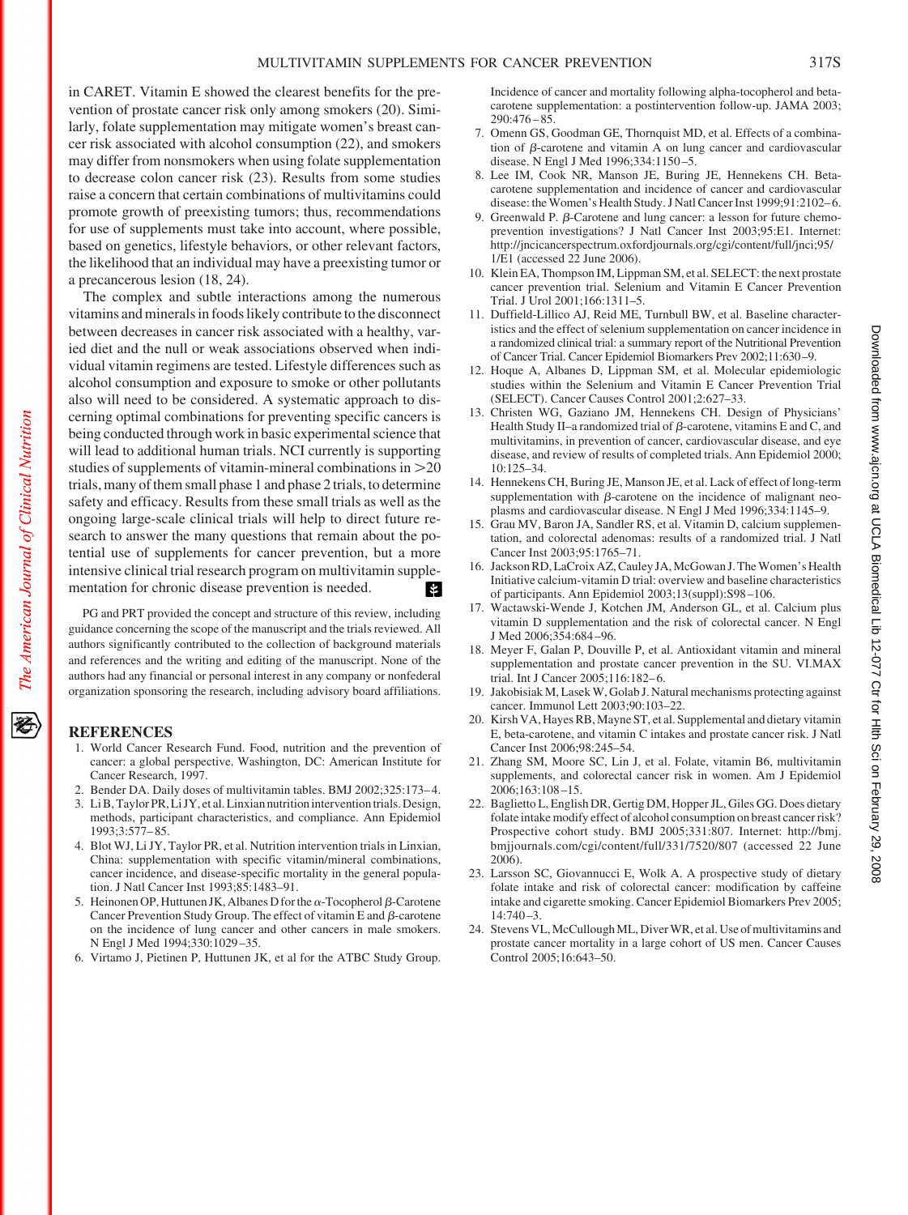in CARET. Vitamin E showed the clearest benefits for the prevention of prostate cancer risk only among smokers (20). Similarly, folate supplementation may mitigate women's breast cancer risk associated with alcohol consumption (22), and smokers may differ from nonsmokers when using folate supplementation to decrease colon cancer risk (23). Results from some studies raise a concern that certain combinations of multivitamins could promote growth of preexisting tumors; thus, recommendations for use of supplements must take into account, where possible, based on genetics, lifestyle behaviors, or other relevant factors, the likelihood that an individual may have a preexisting tumor or a precancerous lesion (18, 24).

The complex and subtle interactions among the numerous vitamins and minerals in foods likely contribute to the disconnect between decreases in cancer risk associated with a healthy, varied diet and the null or weak associations observed when individual vitamin regimens are tested. Lifestyle differences such as alcohol consumption and exposure to smoke or other pollutants also will need to be considered. A systematic approach to discerning optimal combinations for preventing specific cancers is being conducted through work in basic experimental science that will lead to additional human trials. NCI currently is supporting studies of supplements of vitamin-mineral combinations in >20 trials, many of them small phase 1 and phase 2 trials, to determine safety and efficacy. Results from these small trials as well as the ongoing large-scale clinical trials will help to direct future research to answer the many questions that remain about the potential use of supplements for cancer prevention, but a more intensive clinical trial research program on multivitamin supplementation for chronic disease prevention is needed.

PG and PRT provided the concept and structure of this review, including guidance concerning the scope of the manuscript and the trials reviewed. All authors significantly contributed to the collection of background materials and references and the writing and editing of the manuscript. None of the authors had any financial or personal interest in any company or nonfederal organization sponsoring the research, including advisory board affiliations.

## REFERENCES

1. World Cancer Research Fund. Food, nutrition and the prevention of cancer: a global perspective. Washington, DC: American Institute for Cancer Research, 1997.
2. Bender DA. Daily doses of multivitamin tablets. BMJ 2002;325:173–4.
3. Li B, Taylor PR, Li JY, et al. Linxian nutrition intervention trials. Design, methods, participant characteristics, and compliance. Ann Epidemiol 1993;3:577–85.
4. Blot WJ, Li JY, Taylor PR, et al. Nutrition intervention trials in Linxian, China: supplementation with specific vitamin/mineral combinations, cancer incidence, and disease-specific mortality in the general population. J Natl Cancer Inst 1993;85:1483–91.
5. Heinonen OP, Huttunen JK, Albanes D for the $\alpha$-Tocopherol $\beta$-Carotene Cancer Prevention Study Group. The effect of vitamin E and $\beta$-carotene on the incidence of lung cancer and other cancers in male smokers. N Engl J Med 1994;330:1029–35.
6. Virtamo J, Pietinen P, Huttunen JK, et al for the ATBC Study Group. Incidence of cancer and mortality following alpha-tocopherol and beta-carotene supplementation: a postintervention follow-up. JAMA 2003; 290:476–85.
7. Omenn GS, Goodman GE, Thornquist MD, et al. Effects of a combination of $\beta$-carotene and vitamin A on lung cancer and cardiovascular disease. N Engl J Med 1996;334:1150–5.
8. Lee IM, Cook NR, Manson JE, Buring JE, Hennekens CH. Beta-carotene supplementation and incidence of cancer and cardiovascular disease: the Women's Health Study. J Natl Cancer Inst 1999;91:2102–6.
9. Greenwald P. $\beta$-Carotene and lung cancer: a lesson for future chemoprevention investigations? J Natl Cancer Inst 2003;95:E1. Internet: http://jncicancerspectrum.oxfordjournals.org/cgi/content/full/jnci;95/1/E1 (accessed 22 June 2006).
10. Klein EA, Thompson IM, Lippman SM, et al. SELECT: the next prostate cancer prevention trial. Selenium and Vitamin E Cancer Prevention Trial. J Urol 2001;166:1311–5.
11. Duffield-Lillico AJ, Reid ME, Turnbull BW, et al. Baseline characteristics and the effect of selenium supplementation on cancer incidence in a randomized clinical trial: a summary report of the Nutritional Prevention of Cancer Trial. Cancer Epidemiol Biomarkers Prev 2002;11:630–9.
12. Hoque A, Albanes D, Lippman SM, et al. Molecular epidemiologic studies within the Selenium and Vitamin E Cancer Prevention Trial (SELECT). Cancer Causes Control 2001;2:627–33.
13. Christen WG, Gaziano JM, Hennekens CH. Design of Physicians' Health Study II–a randomized trial of $\beta$-carotene, vitamins E and C, and multivitamins, in prevention of cancer, cardiovascular disease, and eye disease, and review of results of completed trials. Ann Epidemiol 2000; 10:125–34.
14. Hennekens CH, Buring JE, Manson JE, et al. Lack of effect of long-term supplementation with $\beta$-carotene on the incidence of malignant neoplasms and cardiovascular disease. N Engl J Med 1996;334:1145–9.
15. Grau MV, Baron JA, Sandler RS, et al. Vitamin D, calcium supplementation, and colorectal adenomas: results of a randomized trial. J Natl Cancer Inst 2003;95:1765–71.
16. Jackson RD, LaCroix AZ, Cauley JA, McGowan J. The Women's Health Initiative calcium-vitamin D trial: overview and baseline characteristics of participants. Ann Epidemiol 2003;13(suppl):S98–106.
17. Wactawski-Wende J, Kotchen JM, Anderson GL, et al. Calcium plus vitamin D supplementation and the risk of colorectal cancer. N Engl J Med 2006;354:684–96.
18. Meyer F, Galan P, Douville P, et al. Antioxidant vitamin and mineral supplementation and prostate cancer prevention in the SU. VI.MAX trial. Int J Cancer 2005;116:182–6.
19. Jakobisiak M, Lasek W, Golab J. Natural mechanisms protecting against cancer. Immunol Lett 2003;90:103–22.
20. Kirsh VA, Hayes RB, Mayne ST, et al. Supplemental and dietary vitamin E, beta-carotene, and vitamin C intakes and prostate cancer risk. J Natl Cancer Inst 2006;98:245–54.
21. Zhang SM, Moore SC, Lin J, et al. Folate, vitamin B6, multivitamin supplements, and colorectal cancer risk in women. Am J Epidemiol 2006;163:108–15.
22. Baglietto L, English DR, Gertig DM, Hopper JL, Giles GG. Does dietary folate intake modify effect of alcohol consumption on breast cancer risk? Prospective cohort study. BMJ 2005;331:807. Internet: http://bmj.bmjjournals.com/cgi/content/full/331/7520/807 (accessed 22 June 2006).
23. Larsson SC, Giovannucci E, Wolk A. A prospective study of dietary folate intake and risk of colorectal cancer: modification by caffeine intake and cigarette smoking. Cancer Epidemiol Biomarkers Prev 2005; 14:740–3.
24. Stevens VL, McCullough ML, Diver WR, et al. Use of multivitamins and prostate cancer mortality in a large cohort of US men. Cancer Causes Control 2005;16:643–50.